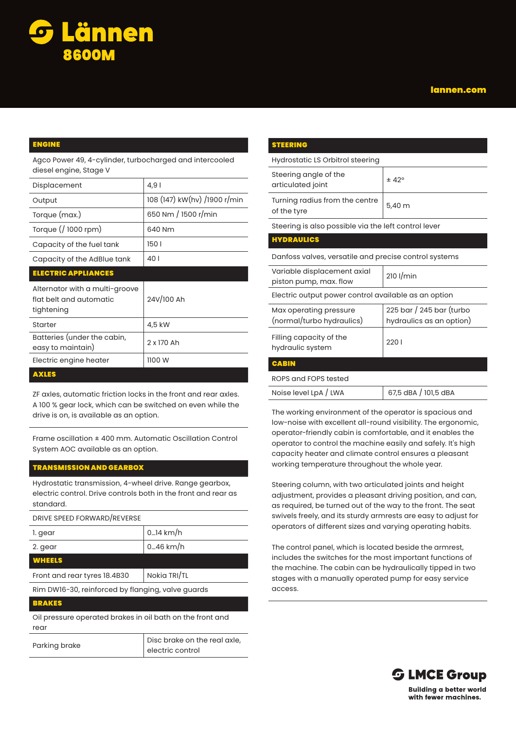# Lännen

## 8600M

lannen.com

## ENGINE

Agco Power 49, 4-cylinder, turbocharged and intercooled diesel engine, Stage V

| | |
|---|---|
| Displacement | 4,9 l |
| Output | 108 (147) kW(hv) /1900 r/min |
| Torque (max.) | 650 Nm / 1500 r/min |
| Torque (/ 1000 rpm) | 640 Nm |
| Capacity of the fuel tank | 150 l |
| Capacity of the AdBlue tank | 40 l |

## ELECTRIC APPLIANCES

| | |
|---|---|
| Alternator with a multi-groove flat belt and automatic tightening | 24V/100 Ah |
| Starter | 4,5 kW |
| Batteries (under the cabin, easy to maintain) | 2 x 170 Ah |
| Electric engine heater | 1100 W |

## AXLES

ZF axles, automatic friction locks in the front and rear axles. A 100 % gear lock, which can be switched on even while the drive is on, is available as an option.

Frame oscillation ± 400 mm. Automatic Oscillation Control System AOC available as an option.

## TRANSMISSION AND GEARBOX

Hydrostatic transmission, 4-wheel drive. Range gearbox, electric control. Drive controls both in the front and rear as standard.

DRIVE SPEED FORWARD/REVERSE

| | |
|---|---|
| 1. gear | 0...14 km/h |
| 2. gear | 0...46 km/h |

## WHEELS

| | |
|---|---|
| Front and rear tyres 18.4B30 | Nokia TRI/TL |

Rim DW16-30, reinforced by flanging, valve guards

## BRAKES

Oil pressure operated brakes in oil bath on the front and rear

| | |
|---|---|
| Parking brake | Disc brake on the real axle, electric control |

## STEERING

Hydrostatic LS Orbitrol steering

| | |
|---|---|
| Steering angle of the articulated joint | ± 42° |
| Turning radius from the centre of the tyre | 5,40 m |

Steering is also possible via the left control lever

## HYDRAULICS

Danfoss valves, versatile and precise control systems

| | |
|---|---|
| Variable displacement axial piston pump, max. flow | 210 l/min |

Electric output power control available as an option

| | |
|---|---|
| Max operating pressure (normal/turbo hydraulics) | 225 bar / 245 bar (turbo hydraulics as an option) |
| Filling capacity of the hydraulic system | 220 l |

## CABIN

ROPS and FOPS tested

| | |
|---|---|
| Noise level LpA / LWA | 67,5 dBA / 101,5 dBA |

The working environment of the operator is spacious and low-noise with excellent all-round visibility. The ergonomic, operator-friendly cabin is comfortable, and it enables the operator to control the machine easily and safely. It's high capacity heater and climate control ensures a pleasant working temperature throughout the whole year.

Steering column, with two articulated joints and height adjustment, provides a pleasant driving position, and can, as required, be turned out of the way to the front. The seat swivels freely, and its sturdy armrests are easy to adjust for operators of different sizes and varying operating habits.

The control panel, which is located beside the armrest, includes the switches for the most important functions of the machine. The cabin can be hydraulically tipped in two stages with a manually operated pump for easy service access.

**LMCE Group**

**Building a better world with fewer machines.**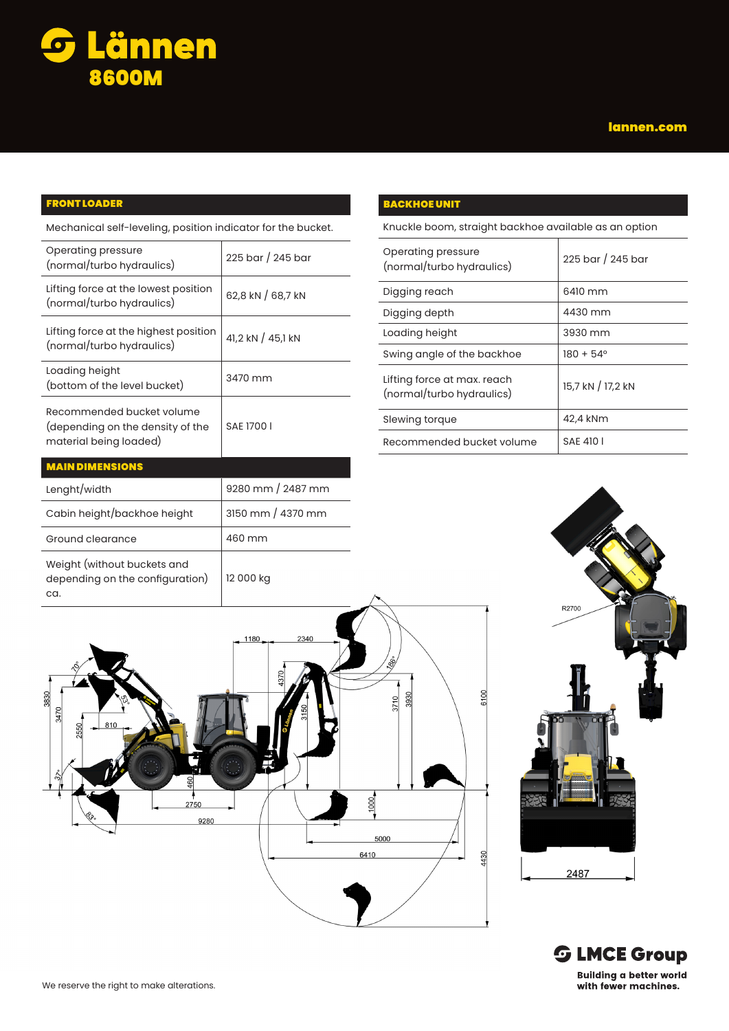# Lännen 8600M

lannen.com

## FRONT LOADER

Mechanical self-leveling, position indicator for the bucket.

| | |
|---|---|
| Operating pressure (normal/turbo hydraulics) | 225 bar / 245 bar |
| Lifting force at the lowest position (normal/turbo hydraulics) | 62,8 kN / 68,7 kN |
| Lifting force at the highest position (normal/turbo hydraulics) | 41,2 kN / 45,1 kN |
| Loading height (bottom of the level bucket) | 3470 mm |
| Recommended bucket volume (depending on the density of the material being loaded) | SAE 1700 l |

## MAIN DIMENSIONS

| | |
|---|---|
| Lenght/width | 9280 mm / 2487 mm |
| Cabin height/backhoe height | 3150 mm / 4370 mm |
| Ground clearance | 460 mm |
| Weight (without buckets and depending on the configuration) ca. | 12 000 kg |

## BACKHOE UNIT

Knuckle boom, straight backhoe available as an option

| | |
|---|---|
| Operating pressure (normal/turbo hydraulics) | 225 bar / 245 bar |
| Digging reach | 6410 mm |
| Digging depth | 4430 mm |
| Loading height | 3930 mm |
| Swing angle of the backhoe | 180 + 54° |
| Lifting force at max. reach (normal/turbo hydraulics) | 15,7 kN / 17,2 kN |
| Slewing torque | 42,4 kNm |
| Recommended bucket volume | SAE 410 l |

1180
2340
70°
53°
3830
3470
2550
810
37°
83°
4370
3150
460
2750
9280
186°
3710
3930
6100
1000
5000
6410
4430
R2700
2487

We reserve the right to make alterations.

LMCE Group
Building a better world with fewer machines.